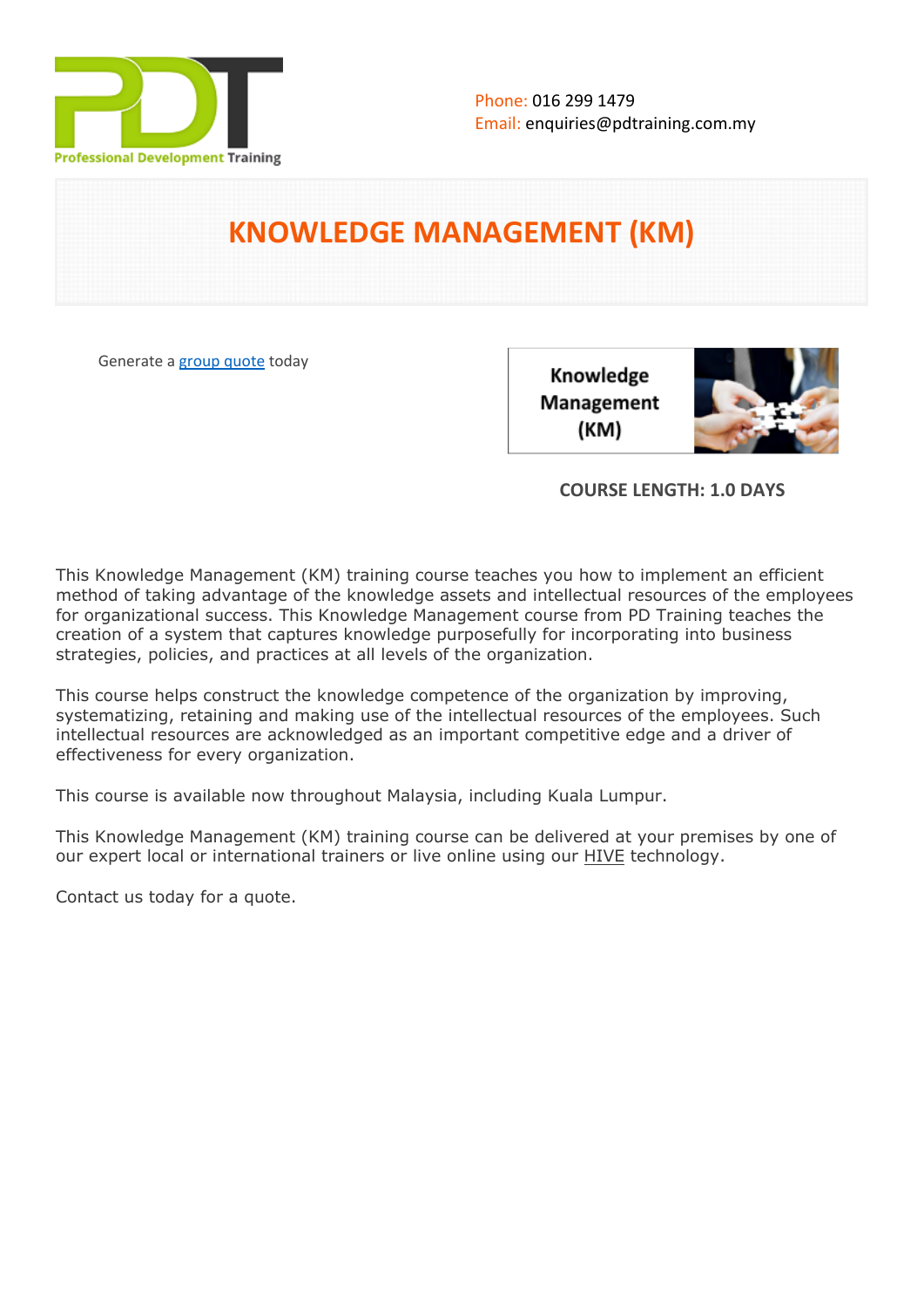Phone: 016 299 1479
Email: enquiries@pdtraining.com.my

# KNOWLEDGE MANAGEMENT (KM)

Generate a group quote today

**COURSE LENGTH: 1.0 DAYS**

This Knowledge Management (KM) training course teaches you how to implement an efficient method of taking advantage of the knowledge assets and intellectual resources of the employees for organizational success. This Knowledge Management course from PD Training teaches the creation of a system that captures knowledge purposefully for incorporating into business strategies, policies, and practices at all levels of the organization.

This course helps construct the knowledge competence of the organization by improving, systematizing, retaining and making use of the intellectual resources of the employees. Such intellectual resources are acknowledged as an important competitive edge and a driver of effectiveness for every organization.

This course is available now throughout Malaysia, including Kuala Lumpur.

This Knowledge Management (KM) training course can be delivered at your premises by one of our expert local or international trainers or live online using our HIVE technology.

Contact us today for a quote.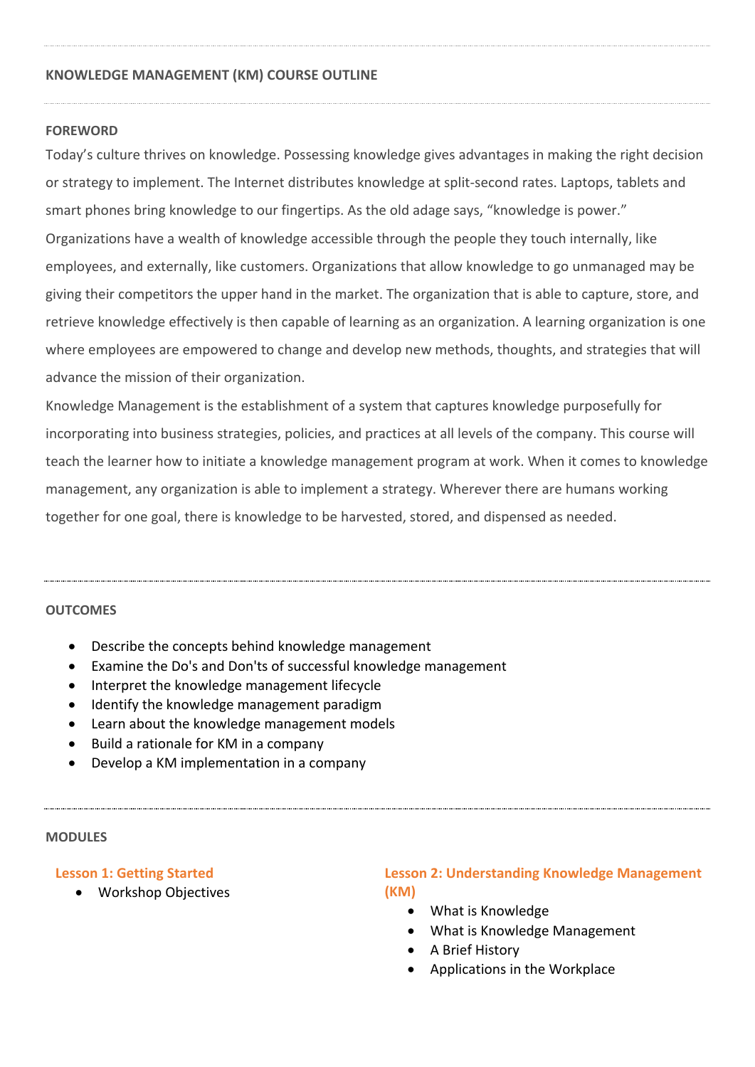## KNOWLEDGE MANAGEMENT (KM) COURSE OUTLINE

### FOREWORD

Today's culture thrives on knowledge. Possessing knowledge gives advantages in making the right decision or strategy to implement. The Internet distributes knowledge at split-second rates. Laptops, tablets and smart phones bring knowledge to our fingertips. As the old adage says, "knowledge is power."
Organizations have a wealth of knowledge accessible through the people they touch internally, like employees, and externally, like customers. Organizations that allow knowledge to go unmanaged may be giving their competitors the upper hand in the market. The organization that is able to capture, store, and retrieve knowledge effectively is then capable of learning as an organization. A learning organization is one where employees are empowered to change and develop new methods, thoughts, and strategies that will advance the mission of their organization.
Knowledge Management is the establishment of a system that captures knowledge purposefully for incorporating into business strategies, policies, and practices at all levels of the company. This course will teach the learner how to initiate a knowledge management program at work. When it comes to knowledge management, any organization is able to implement a strategy. Wherever there are humans working together for one goal, there is knowledge to be harvested, stored, and dispensed as needed.

### OUTCOMES

- Describe the concepts behind knowledge management
- Examine the Do's and Don'ts of successful knowledge management
- Interpret the knowledge management lifecycle
- Identify the knowledge management paradigm
- Learn about the knowledge management models
- Build a rationale for KM in a company
- Develop a KM implementation in a company

### MODULES

#### Lesson 1: Getting Started

- Workshop Objectives

#### Lesson 2: Understanding Knowledge Management (KM)

- What is Knowledge
- What is Knowledge Management
- A Brief History
- Applications in the Workplace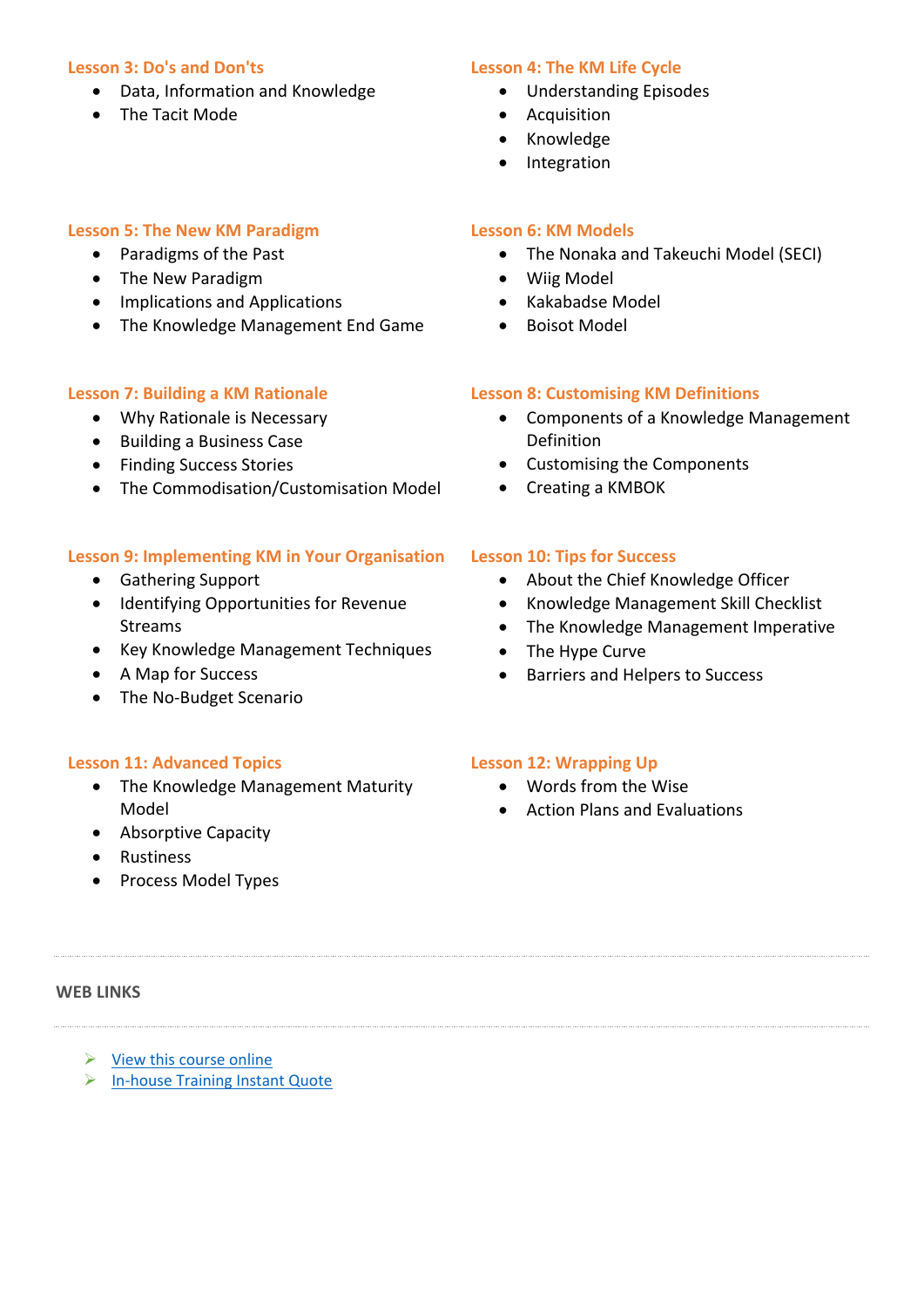### Lesson 3: Do's and Don'ts

- Data, Information and Knowledge
- The Tacit Mode

### Lesson 4: The KM Life Cycle

- Understanding Episodes
- Acquisition
- Knowledge
- Integration

### Lesson 5: The New KM Paradigm

- Paradigms of the Past
- The New Paradigm
- Implications and Applications
- The Knowledge Management End Game

### Lesson 6: KM Models

- The Nonaka and Takeuchi Model (SECI)
- Wiig Model
- Kakabadse Model
- Boisot Model

### Lesson 7: Building a KM Rationale

- Why Rationale is Necessary
- Building a Business Case
- Finding Success Stories
- The Commodisation/Customisation Model

### Lesson 8: Customising KM Definitions

- Components of a Knowledge Management Definition
- Customising the Components
- Creating a KMBOK

### Lesson 9: Implementing KM in Your Organisation

- Gathering Support
- Identifying Opportunities for Revenue Streams
- Key Knowledge Management Techniques
- A Map for Success
- The No-Budget Scenario

### Lesson 10: Tips for Success

- About the Chief Knowledge Officer
- Knowledge Management Skill Checklist
- The Knowledge Management Imperative
- The Hype Curve
- Barriers and Helpers to Success

### Lesson 11: Advanced Topics

- The Knowledge Management Maturity Model
- Absorptive Capacity
- Rustiness
- Process Model Types

### Lesson 12: Wrapping Up

- Words from the Wise
- Action Plans and Evaluations

---

## WEB LINKS

---

- View this course online
- In-house Training Instant Quote